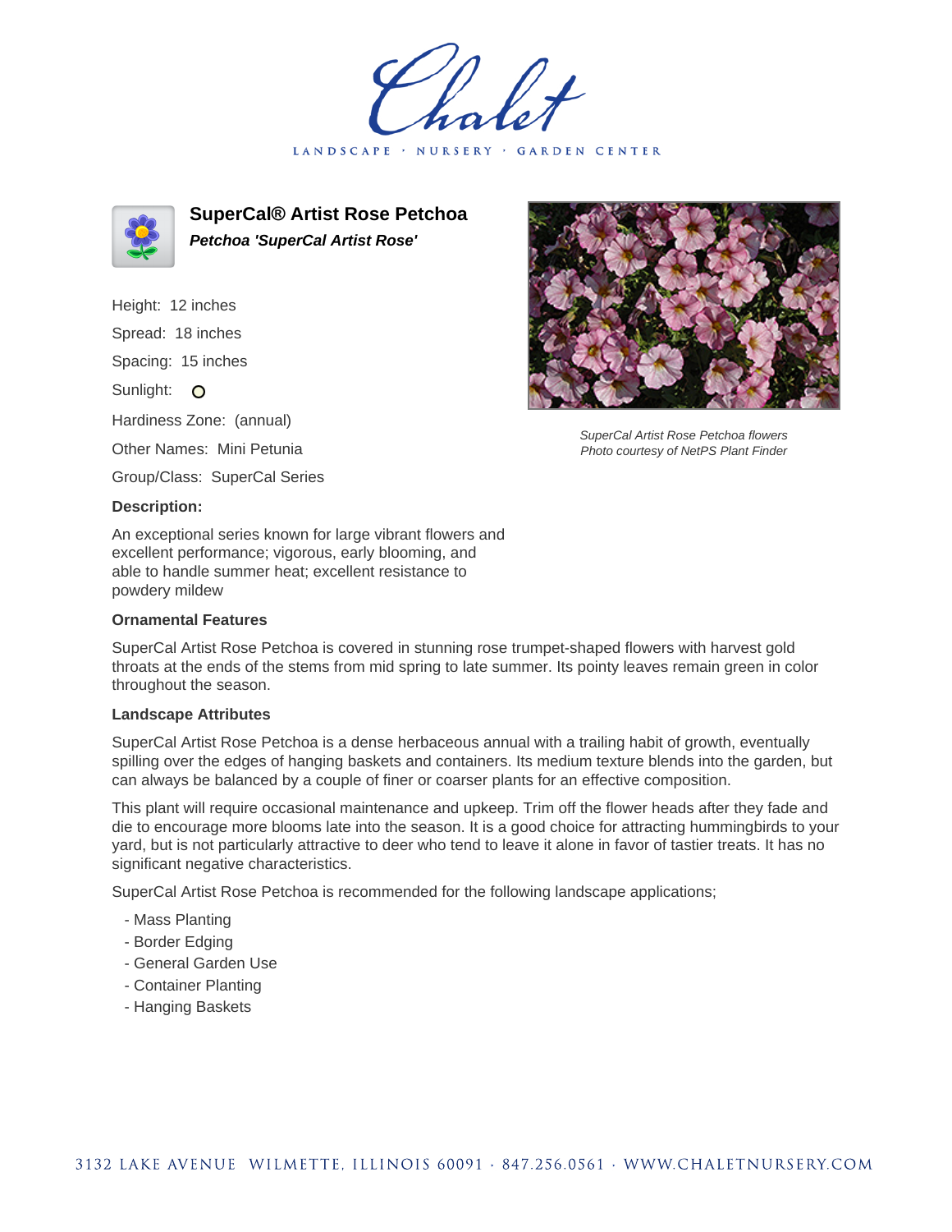Chalet

LANDSCAPE · NURSERY · GARDEN CENTER

# SuperCal® Artist Rose Petchoa

***Petchoa 'SuperCal Artist Rose'***

Height: 12 inches

Spread: 18 inches

Spacing: 15 inches

Sunlight: O

Hardiness Zone: (annual)

Other Names: Mini Petunia

Group/Class: SuperCal Series

**Description:**

An exceptional series known for large vibrant flowers and excellent performance; vigorous, early blooming, and able to handle summer heat; excellent resistance to powdery mildew

*SuperCal Artist Rose Petchoa flowers*
*Photo courtesy of NetPS Plant Finder*

**Ornamental Features**

SuperCal Artist Rose Petchoa is covered in stunning rose trumpet-shaped flowers with harvest gold throats at the ends of the stems from mid spring to late summer. Its pointy leaves remain green in color throughout the season.

**Landscape Attributes**

SuperCal Artist Rose Petchoa is a dense herbaceous annual with a trailing habit of growth, eventually spilling over the edges of hanging baskets and containers. Its medium texture blends into the garden, but can always be balanced by a couple of finer or coarser plants for an effective composition.

This plant will require occasional maintenance and upkeep. Trim off the flower heads after they fade and die to encourage more blooms late into the season. It is a good choice for attracting hummingbirds to your yard, but is not particularly attractive to deer who tend to leave it alone in favor of tastier treats. It has no significant negative characteristics.

SuperCal Artist Rose Petchoa is recommended for the following landscape applications;

- Mass Planting
- Border Edging
- General Garden Use
- Container Planting
- Hanging Baskets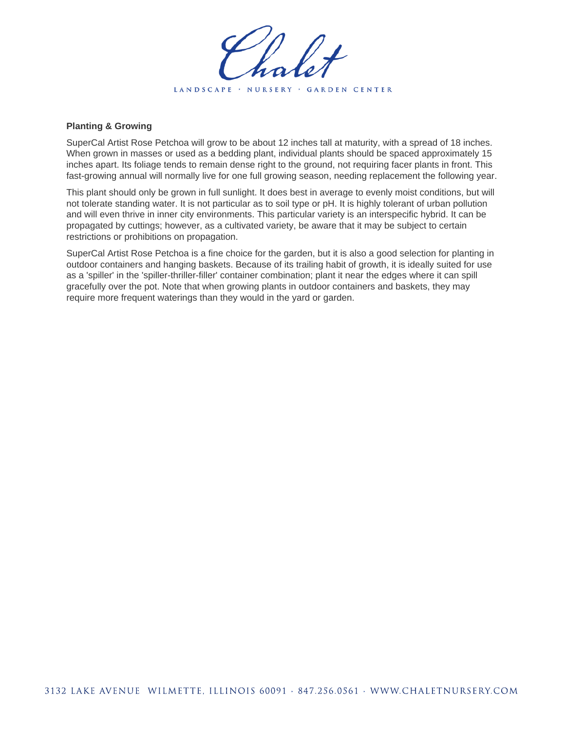**Planting & Growing**

SuperCal Artist Rose Petchoa will grow to be about 12 inches tall at maturity, with a spread of 18 inches. When grown in masses or used as a bedding plant, individual plants should be spaced approximately 15 inches apart. Its foliage tends to remain dense right to the ground, not requiring facer plants in front. This fast-growing annual will normally live for one full growing season, needing replacement the following year.

This plant should only be grown in full sunlight. It does best in average to evenly moist conditions, but will not tolerate standing water. It is not particular as to soil type or pH. It is highly tolerant of urban pollution and will even thrive in inner city environments. This particular variety is an interspecific hybrid. It can be propagated by cuttings; however, as a cultivated variety, be aware that it may be subject to certain restrictions or prohibitions on propagation.

SuperCal Artist Rose Petchoa is a fine choice for the garden, but it is also a good selection for planting in outdoor containers and hanging baskets. Because of its trailing habit of growth, it is ideally suited for use as a 'spiller' in the 'spiller-thriller-filler' container combination; plant it near the edges where it can spill gracefully over the pot. Note that when growing plants in outdoor containers and baskets, they may require more frequent waterings than they would in the yard or garden.